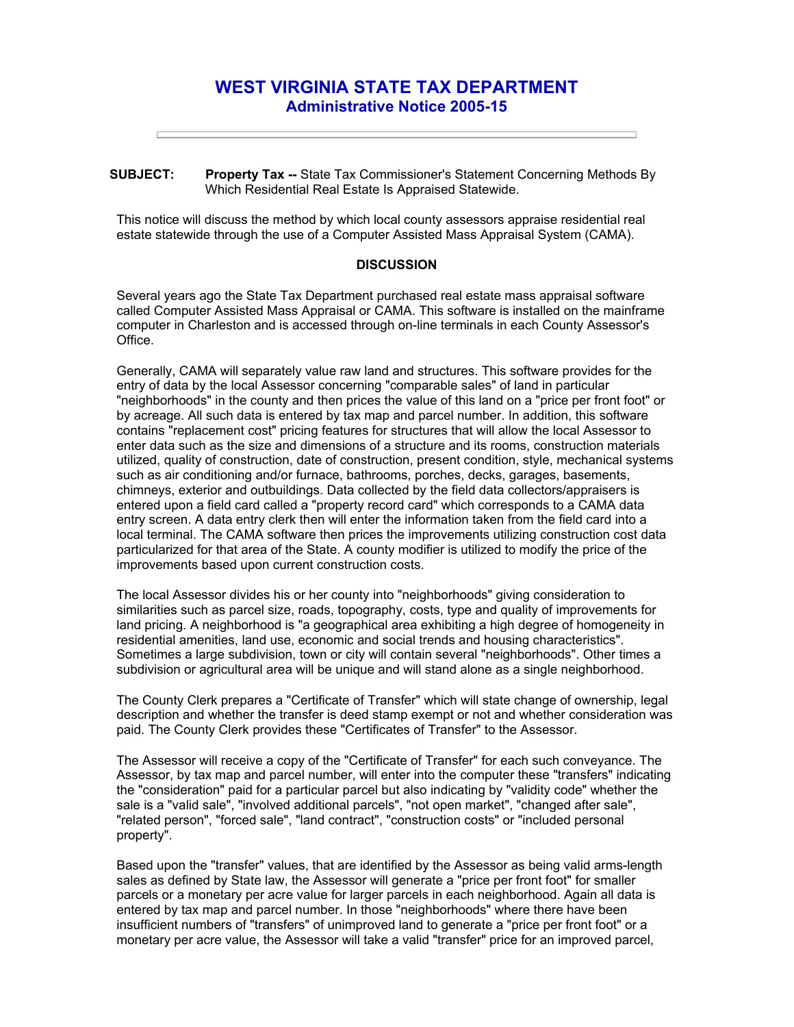# WEST VIRGINIA STATE TAX DEPARTMENT
## Administrative Notice 2005-15

**SUBJECT:** **Property Tax --** State Tax Commissioner's Statement Concerning Methods By Which Residential Real Estate Is Appraised Statewide.

This notice will discuss the method by which local county assessors appraise residential real estate statewide through the use of a Computer Assisted Mass Appraisal System (CAMA).

**DISCUSSION**

Several years ago the State Tax Department purchased real estate mass appraisal software called Computer Assisted Mass Appraisal or CAMA. This software is installed on the mainframe computer in Charleston and is accessed through on-line terminals in each County Assessor's Office.

Generally, CAMA will separately value raw land and structures. This software provides for the entry of data by the local Assessor concerning "comparable sales" of land in particular "neighborhoods" in the county and then prices the value of this land on a "price per front foot" or by acreage. All such data is entered by tax map and parcel number. In addition, this software contains "replacement cost" pricing features for structures that will allow the local Assessor to enter data such as the size and dimensions of a structure and its rooms, construction materials utilized, quality of construction, date of construction, present condition, style, mechanical systems such as air conditioning and/or furnace, bathrooms, porches, decks, garages, basements, chimneys, exterior and outbuildings. Data collected by the field data collectors/appraisers is entered upon a field card called a "property record card" which corresponds to a CAMA data entry screen. A data entry clerk then will enter the information taken from the field card into a local terminal. The CAMA software then prices the improvements utilizing construction cost data particularized for that area of the State. A county modifier is utilized to modify the price of the improvements based upon current construction costs.

The local Assessor divides his or her county into "neighborhoods" giving consideration to similarities such as parcel size, roads, topography, costs, type and quality of improvements for land pricing. A neighborhood is "a geographical area exhibiting a high degree of homogeneity in residential amenities, land use, economic and social trends and housing characteristics". Sometimes a large subdivision, town or city will contain several "neighborhoods". Other times a subdivision or agricultural area will be unique and will stand alone as a single neighborhood.

The County Clerk prepares a "Certificate of Transfer" which will state change of ownership, legal description and whether the transfer is deed stamp exempt or not and whether consideration was paid. The County Clerk provides these "Certificates of Transfer" to the Assessor.

The Assessor will receive a copy of the "Certificate of Transfer" for each such conveyance. The Assessor, by tax map and parcel number, will enter into the computer these "transfers" indicating the "consideration" paid for a particular parcel but also indicating by "validity code" whether the sale is a "valid sale", "involved additional parcels", "not open market", "changed after sale", "related person", "forced sale", "land contract", "construction costs" or "included personal property".

Based upon the "transfer" values, that are identified by the Assessor as being valid arms-length sales as defined by State law, the Assessor will generate a "price per front foot" for smaller parcels or a monetary per acre value for larger parcels in each neighborhood. Again all data is entered by tax map and parcel number. In those "neighborhoods" where there have been insufficient numbers of "transfers" of unimproved land to generate a "price per front foot" or a monetary per acre value, the Assessor will take a valid "transfer" price for an improved parcel,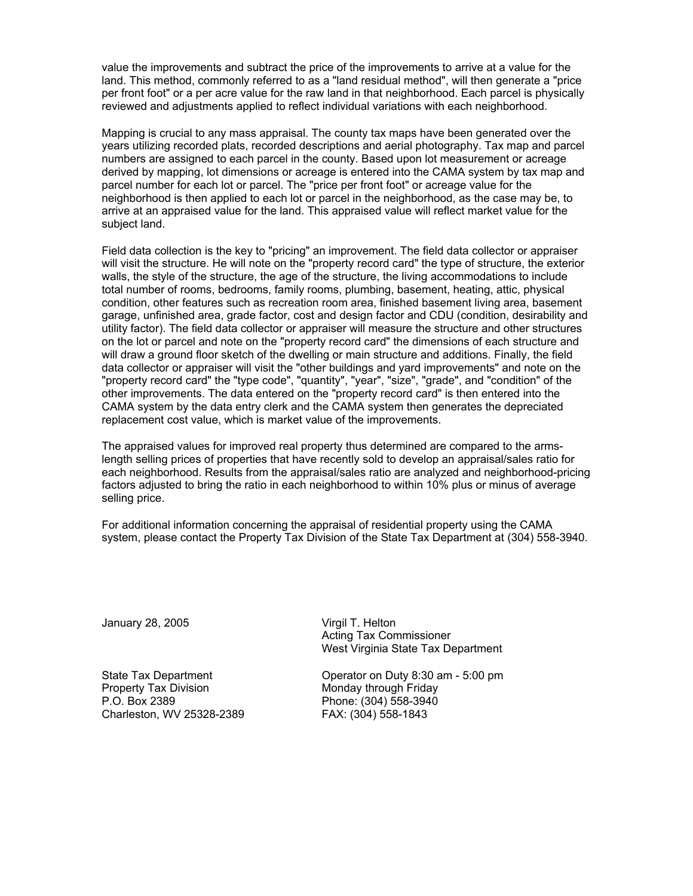value the improvements and subtract the price of the improvements to arrive at a value for the land. This method, commonly referred to as a "land residual method", will then generate a "price per front foot" or a per acre value for the raw land in that neighborhood. Each parcel is physically reviewed and adjustments applied to reflect individual variations with each neighborhood.

Mapping is crucial to any mass appraisal. The county tax maps have been generated over the years utilizing recorded plats, recorded descriptions and aerial photography. Tax map and parcel numbers are assigned to each parcel in the county. Based upon lot measurement or acreage derived by mapping, lot dimensions or acreage is entered into the CAMA system by tax map and parcel number for each lot or parcel. The "price per front foot" or acreage value for the neighborhood is then applied to each lot or parcel in the neighborhood, as the case may be, to arrive at an appraised value for the land. This appraised value will reflect market value for the subject land.

Field data collection is the key to "pricing" an improvement. The field data collector or appraiser will visit the structure. He will note on the "property record card" the type of structure, the exterior walls, the style of the structure, the age of the structure, the living accommodations to include total number of rooms, bedrooms, family rooms, plumbing, basement, heating, attic, physical condition, other features such as recreation room area, finished basement living area, basement garage, unfinished area, grade factor, cost and design factor and CDU (condition, desirability and utility factor). The field data collector or appraiser will measure the structure and other structures on the lot or parcel and note on the "property record card" the dimensions of each structure and will draw a ground floor sketch of the dwelling or main structure and additions. Finally, the field data collector or appraiser will visit the "other buildings and yard improvements" and note on the "property record card" the "type code", "quantity", "year", "size", "grade", and "condition" of the other improvements. The data entered on the "property record card" is then entered into the CAMA system by the data entry clerk and the CAMA system then generates the depreciated replacement cost value, which is market value of the improvements.

The appraised values for improved real property thus determined are compared to the arms-length selling prices of properties that have recently sold to develop an appraisal/sales ratio for each neighborhood. Results from the appraisal/sales ratio are analyzed and neighborhood-pricing factors adjusted to bring the ratio in each neighborhood to within 10% plus or minus of average selling price.

For additional information concerning the appraisal of residential property using the CAMA system, please contact the Property Tax Division of the State Tax Department at (304) 558-3940.

January 28, 2005

Virgil T. Helton
Acting Tax Commissioner
West Virginia State Tax Department

State Tax Department
Property Tax Division
P.O. Box 2389
Charleston, WV 25328-2389

Operator on Duty 8:30 am - 5:00 pm
Monday through Friday
Phone: (304) 558-3940
FAX: (304) 558-1843